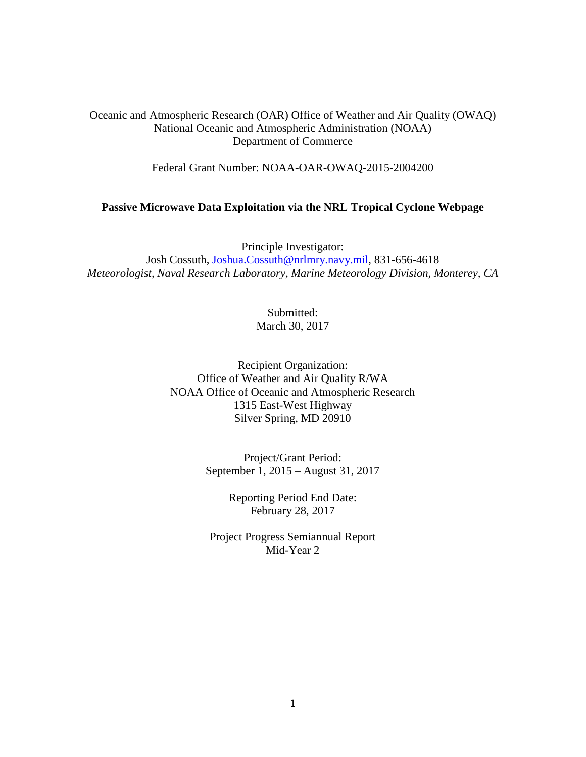Oceanic and Atmospheric Research (OAR) Office of Weather and Air Quality (OWAQ)
National Oceanic and Atmospheric Administration (NOAA)
Department of Commerce

Federal Grant Number: NOAA-OAR-OWAQ-2015-2004200

**Passive Microwave Data Exploitation via the NRL Tropical Cyclone Webpage**

Principle Investigator:
Josh Cossuth, Joshua.Cossuth@nrlmry.navy.mil, 831-656-4618
*Meteorologist, Naval Research Laboratory, Marine Meteorology Division, Monterey, CA*

Submitted:
March 30, 2017

Recipient Organization:
Office of Weather and Air Quality R/WA
NOAA Office of Oceanic and Atmospheric Research
1315 East-West Highway
Silver Spring, MD 20910

Project/Grant Period:
September 1, 2015 – August 31, 2017

Reporting Period End Date:
February 28, 2017

Project Progress Semiannual Report
Mid-Year 2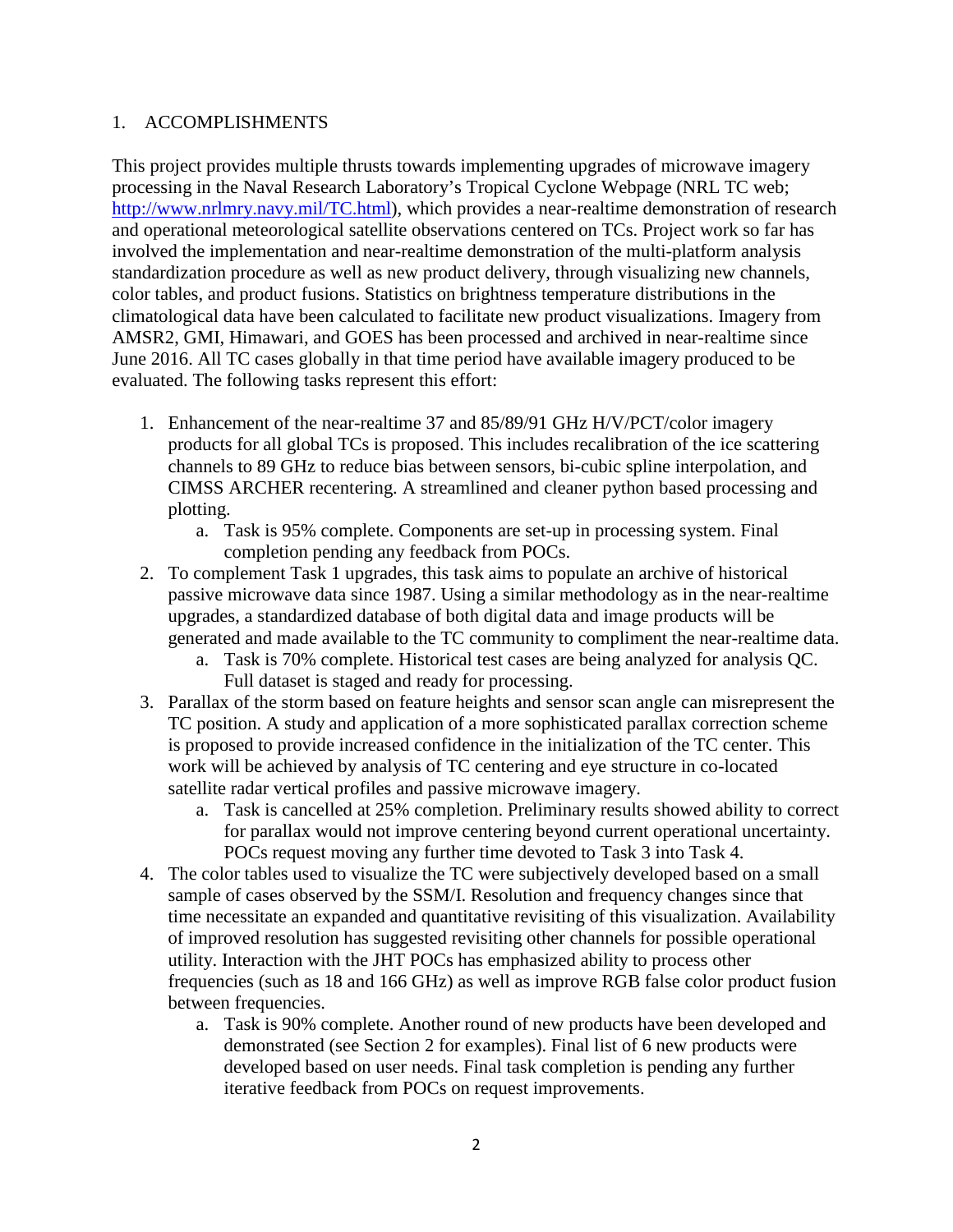## 1. ACCOMPLISHMENTS

This project provides multiple thrusts towards implementing upgrades of microwave imagery processing in the Naval Research Laboratory's Tropical Cyclone Webpage (NRL TC web; http://www.nrlmry.navy.mil/TC.html), which provides a near-realtime demonstration of research and operational meteorological satellite observations centered on TCs. Project work so far has involved the implementation and near-realtime demonstration of the multi-platform analysis standardization procedure as well as new product delivery, through visualizing new channels, color tables, and product fusions. Statistics on brightness temperature distributions in the climatological data have been calculated to facilitate new product visualizations. Imagery from AMSR2, GMI, Himawari, and GOES has been processed and archived in near-realtime since June 2016. All TC cases globally in that time period have available imagery produced to be evaluated. The following tasks represent this effort:

1. Enhancement of the near-realtime 37 and 85/89/91 GHz H/V/PCT/color imagery products for all global TCs is proposed. This includes recalibration of the ice scattering channels to 89 GHz to reduce bias between sensors, bi-cubic spline interpolation, and CIMSS ARCHER recentering. A streamlined and cleaner python based processing and plotting.
   a. Task is 95% complete. Components are set-up in processing system. Final completion pending any feedback from POCs.
2. To complement Task 1 upgrades, this task aims to populate an archive of historical passive microwave data since 1987. Using a similar methodology as in the near-realtime upgrades, a standardized database of both digital data and image products will be generated and made available to the TC community to compliment the near-realtime data.
   a. Task is 70% complete. Historical test cases are being analyzed for analysis QC. Full dataset is staged and ready for processing.
3. Parallax of the storm based on feature heights and sensor scan angle can misrepresent the TC position. A study and application of a more sophisticated parallax correction scheme is proposed to provide increased confidence in the initialization of the TC center. This work will be achieved by analysis of TC centering and eye structure in co-located satellite radar vertical profiles and passive microwave imagery.
   a. Task is cancelled at 25% completion. Preliminary results showed ability to correct for parallax would not improve centering beyond current operational uncertainty. POCs request moving any further time devoted to Task 3 into Task 4.
4. The color tables used to visualize the TC were subjectively developed based on a small sample of cases observed by the SSM/I. Resolution and frequency changes since that time necessitate an expanded and quantitative revisiting of this visualization. Availability of improved resolution has suggested revisiting other channels for possible operational utility. Interaction with the JHT POCs has emphasized ability to process other frequencies (such as 18 and 166 GHz) as well as improve RGB false color product fusion between frequencies.
   a. Task is 90% complete. Another round of new products have been developed and demonstrated (see Section 2 for examples). Final list of 6 new products were developed based on user needs. Final task completion is pending any further iterative feedback from POCs on request improvements.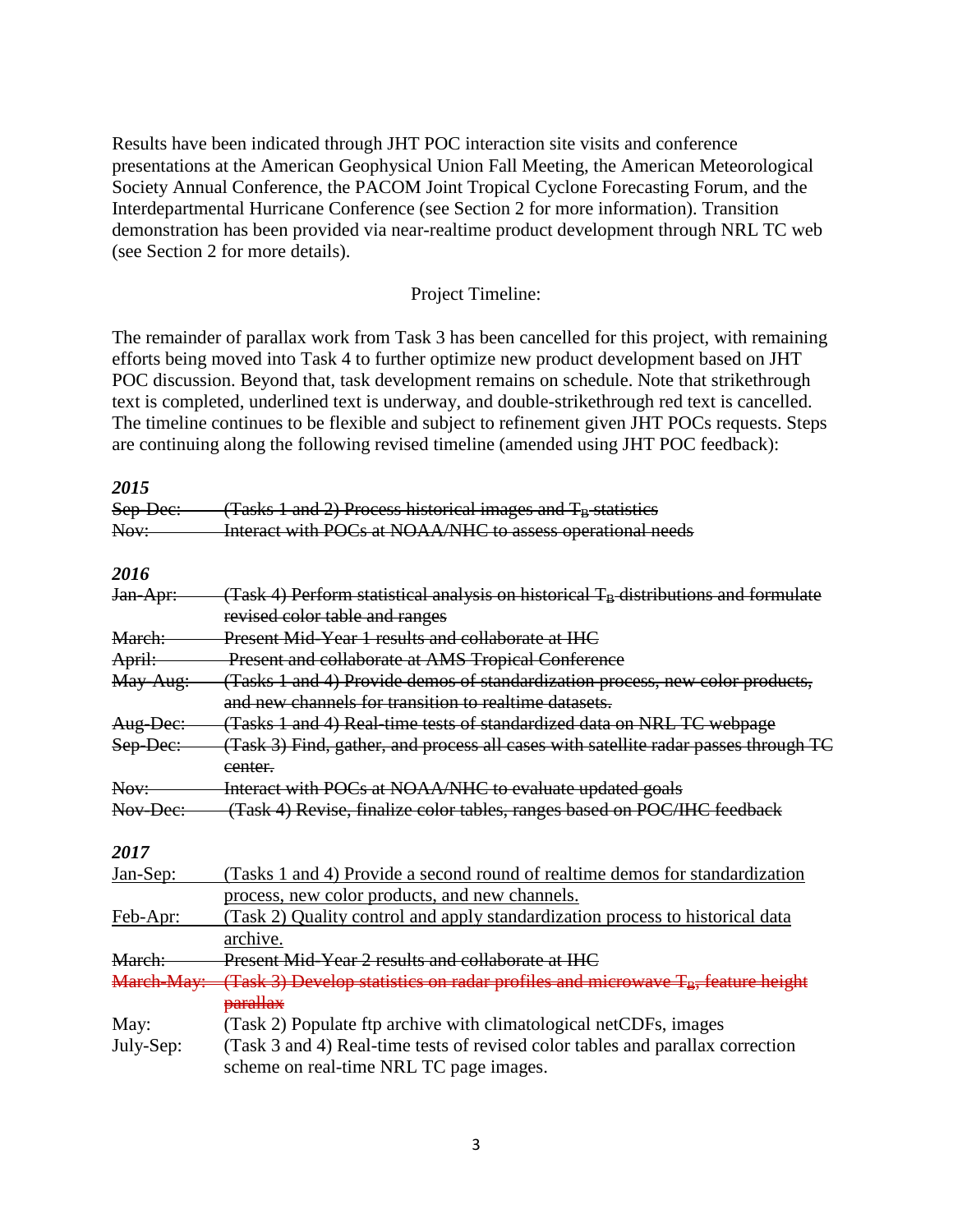Results have been indicated through JHT POC interaction site visits and conference presentations at the American Geophysical Union Fall Meeting, the American Meteorological Society Annual Conference, the PACOM Joint Tropical Cyclone Forecasting Forum, and the Interdepartmental Hurricane Conference (see Section 2 for more information). Transition demonstration has been provided via near-realtime product development through NRL TC web (see Section 2 for more details).

Project Timeline:

The remainder of parallax work from Task 3 has been cancelled for this project, with remaining efforts being moved into Task 4 to further optimize new product development based on JHT POC discussion. Beyond that, task development remains on schedule. Note that strikethrough text is completed, underlined text is underway, and double-strikethrough red text is cancelled. The timeline continues to be flexible and subject to refinement given JHT POCs requests. Steps are continuing along the following revised timeline (amended using JHT POC feedback):

***2015***

~~Sep-Dec: (Tasks 1 and 2) Process historical images and $T_B$ statistics~~
~~Nov: Interact with POCs at NOAA/NHC to assess operational needs~~

***2016***

~~Jan-Apr: (Task 4) Perform statistical analysis on historical $T_B$ distributions and formulate revised color table and ranges~~
~~March: Present Mid-Year 1 results and collaborate at IHC~~
~~April: Present and collaborate at AMS Tropical Conference~~
~~May-Aug: (Tasks 1 and 4) Provide demos of standardization process, new color products, and new channels for transition to realtime datasets.~~
~~Aug-Dec: (Tasks 1 and 4) Real-time tests of standardized data on NRL TC webpage~~
~~Sep-Dec: (Task 3) Find, gather, and process all cases with satellite radar passes through TC center.~~
~~Nov: Interact with POCs at NOAA/NHC to evaluate updated goals~~
~~Nov-Dec: (Task 4) Revise, finalize color tables, ranges based on POC/IHC feedback~~

***2017***

<u>Jan-Sep: (Tasks 1 and 4) Provide a second round of realtime demos for standardization process, new color products, and new channels.</u>
<u>Feb-Apr: (Task 2) Quality control and apply standardization process to historical data archive.</u>
~~March: Present Mid-Year 2 results and collaborate at IHC~~
~~March-May: (Task 3) Develop statistics on radar profiles and microwave $T_B$, feature height parallax~~
May: (Task 2) Populate ftp archive with climatological netCDFs, images
July-Sep: (Task 3 and 4) Real-time tests of revised color tables and parallax correction scheme on real-time NRL TC page images.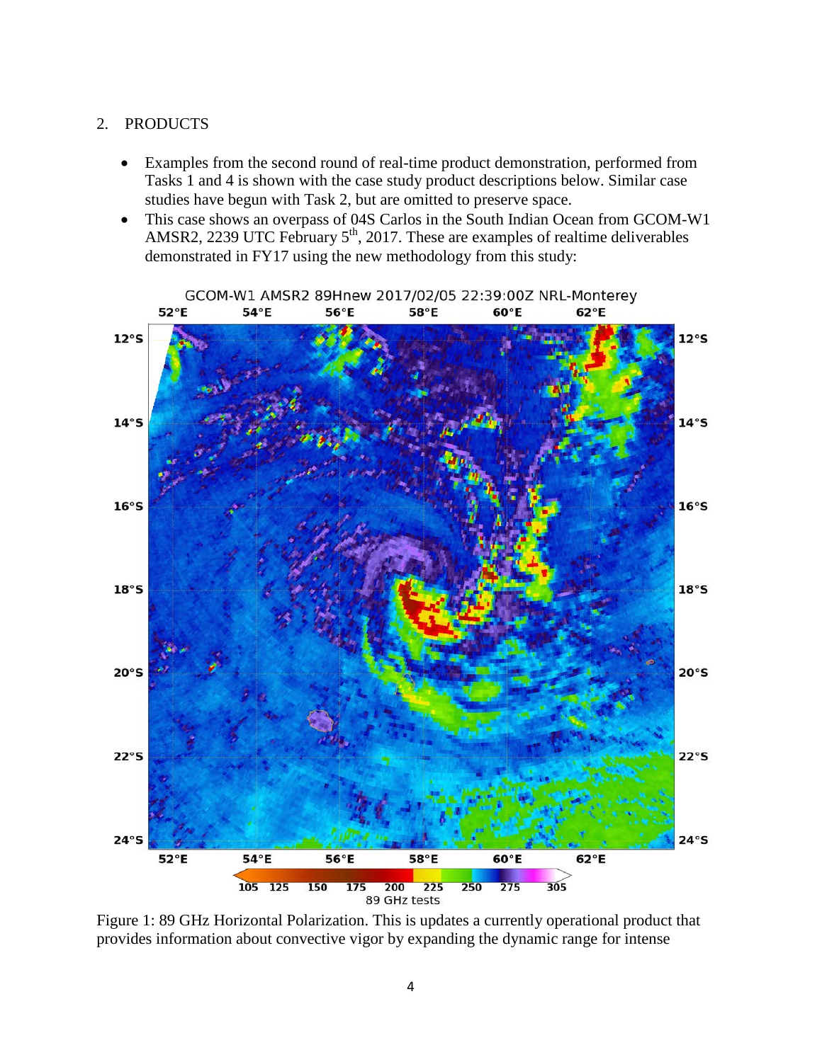2. PRODUCTS

- Examples from the second round of real-time product demonstration, performed from Tasks 1 and 4 is shown with the case study product descriptions below. Similar case studies have begun with Task 2, but are omitted to preserve space.
- This case shows an overpass of 04S Carlos in the South Indian Ocean from GCOM-W1 AMSR2, 2239 UTC February 5th, 2017. These are examples of realtime deliverables demonstrated in FY17 using the new methodology from this study:

Figure 1: 89 GHz Horizontal Polarization. This is updates a currently operational product that provides information about convective vigor by expanding the dynamic range for intense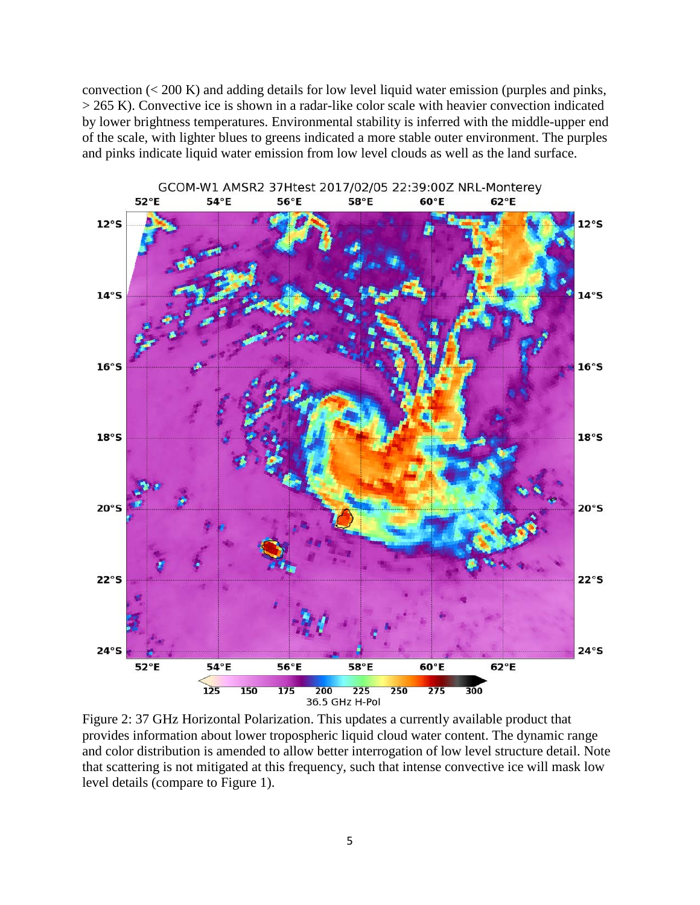convection (< 200 K) and adding details for low level liquid water emission (purples and pinks, > 265 K). Convective ice is shown in a radar-like color scale with heavier convection indicated by lower brightness temperatures. Environmental stability is inferred with the middle-upper end of the scale, with lighter blues to greens indicated a more stable outer environment. The purples and pinks indicate liquid water emission from low level clouds as well as the land surface.

Figure 2: 37 GHz Horizontal Polarization. This updates a currently available product that provides information about lower tropospheric liquid cloud water content. The dynamic range and color distribution is amended to allow better interrogation of low level structure detail. Note that scattering is not mitigated at this frequency, such that intense convective ice will mask low level details (compare to Figure 1).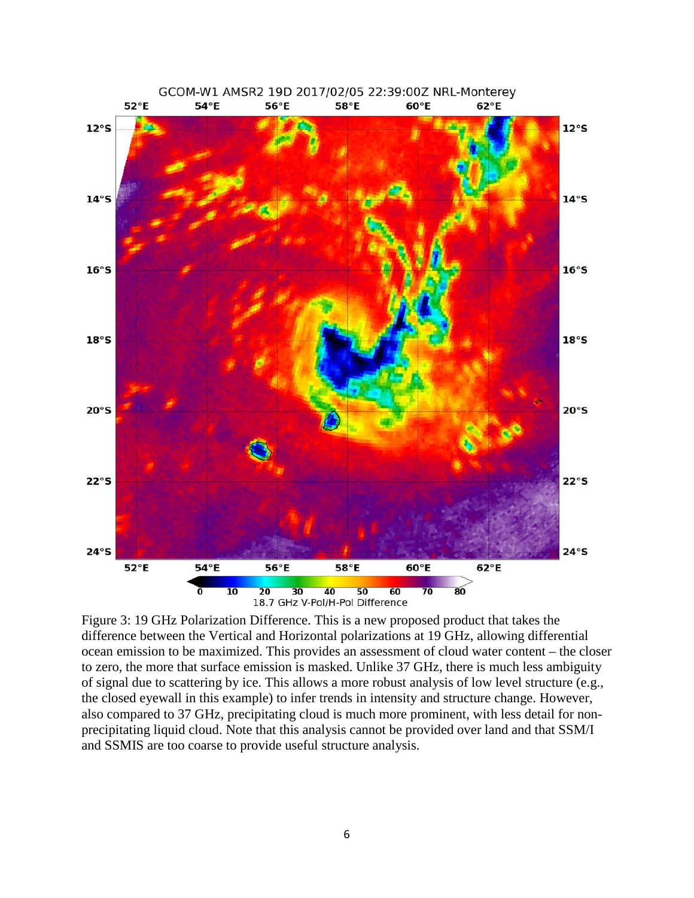Figure 3: 19 GHz Polarization Difference. This is a new proposed product that takes the difference between the Vertical and Horizontal polarizations at 19 GHz, allowing differential ocean emission to be maximized. This provides an assessment of cloud water content – the closer to zero, the more that surface emission is masked. Unlike 37 GHz, there is much less ambiguity of signal due to scattering by ice. This allows a more robust analysis of low level structure (e.g., the closed eyewall in this example) to infer trends in intensity and structure change. However, also compared to 37 GHz, precipitating cloud is much more prominent, with less detail for non-precipitating liquid cloud. Note that this analysis cannot be provided over land and that SSM/I and SSMIS are too coarse to provide useful structure analysis.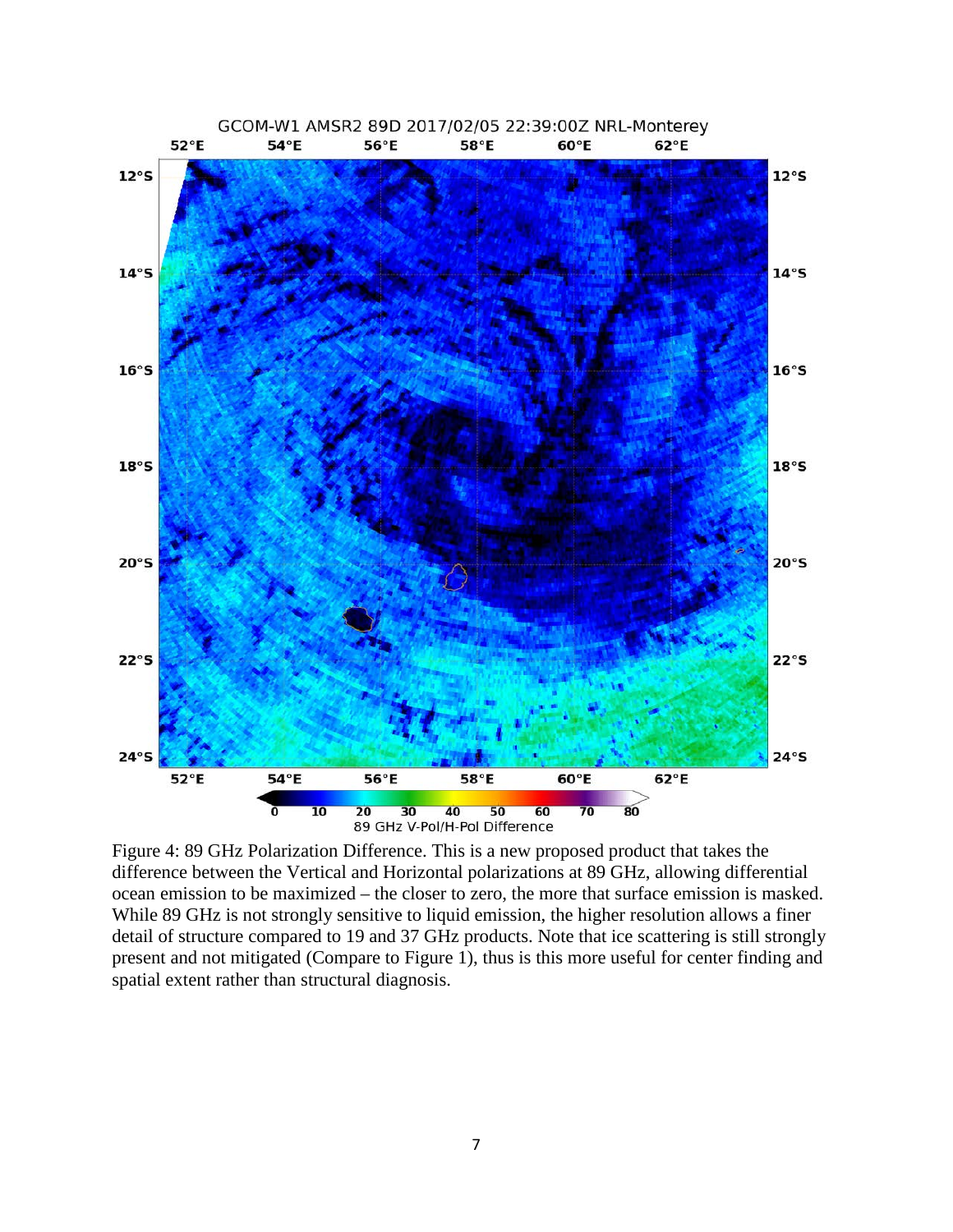Figure 4: 89 GHz Polarization Difference. This is a new proposed product that takes the difference between the Vertical and Horizontal polarizations at 89 GHz, allowing differential ocean emission to be maximized – the closer to zero, the more that surface emission is masked. While 89 GHz is not strongly sensitive to liquid emission, the higher resolution allows a finer detail of structure compared to 19 and 37 GHz products. Note that ice scattering is still strongly present and not mitigated (Compare to Figure 1), thus is this more useful for center finding and spatial extent rather than structural diagnosis.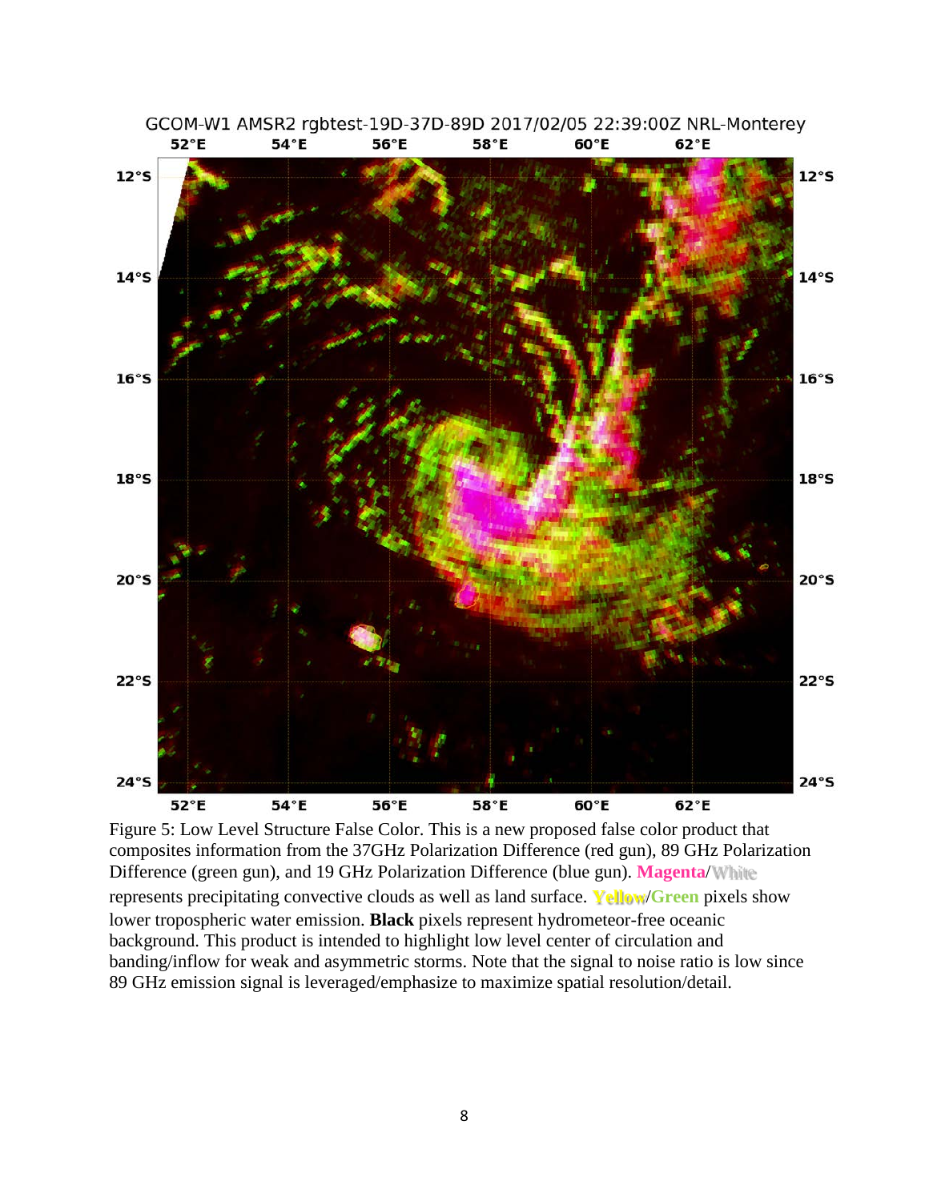Figure 5: Low Level Structure False Color. This is a new proposed false color product that composites information from the 37GHz Polarization Difference (red gun), 89 GHz Polarization Difference (green gun), and 19 GHz Polarization Difference (blue gun). **Magenta**/**White** represents precipitating convective clouds as well as land surface. **Yellow**/**Green** pixels show lower tropospheric water emission. **Black** pixels represent hydrometeor-free oceanic background. This product is intended to highlight low level center of circulation and banding/inflow for weak and asymmetric storms. Note that the signal to noise ratio is low since 89 GHz emission signal is leveraged/emphasize to maximize spatial resolution/detail.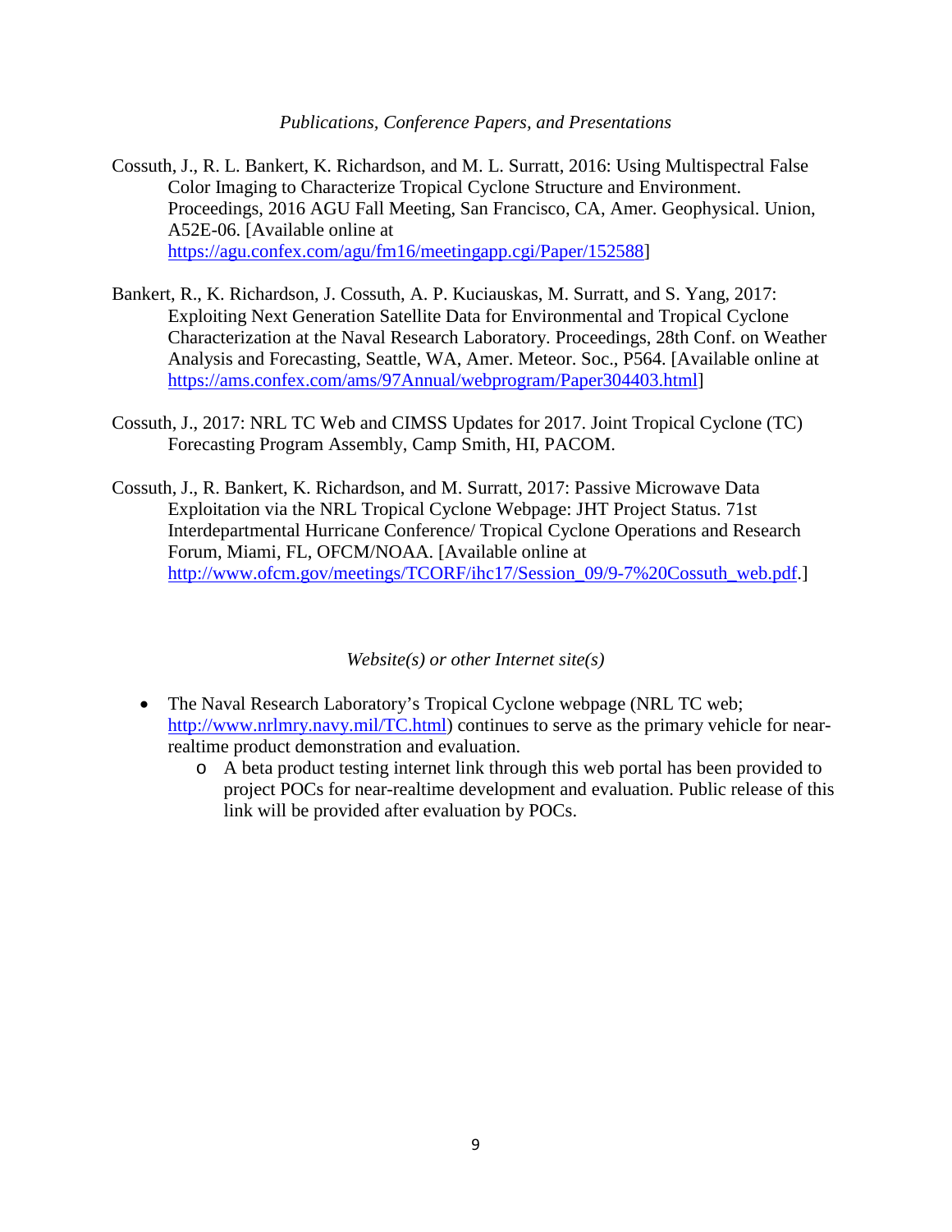*Publications, Conference Papers, and Presentations*

Cossuth, J., R. L. Bankert, K. Richardson, and M. L. Surratt, 2016: Using Multispectral False Color Imaging to Characterize Tropical Cyclone Structure and Environment. Proceedings, 2016 AGU Fall Meeting, San Francisco, CA, Amer. Geophysical. Union, A52E-06. [Available online at https://agu.confex.com/agu/fm16/meetingapp.cgi/Paper/152588]

Bankert, R., K. Richardson, J. Cossuth, A. P. Kuciauskas, M. Surratt, and S. Yang, 2017: Exploiting Next Generation Satellite Data for Environmental and Tropical Cyclone Characterization at the Naval Research Laboratory. Proceedings, 28th Conf. on Weather Analysis and Forecasting, Seattle, WA, Amer. Meteor. Soc., P564. [Available online at https://ams.confex.com/ams/97Annual/webprogram/Paper304403.html]

Cossuth, J., 2017: NRL TC Web and CIMSS Updates for 2017. Joint Tropical Cyclone (TC) Forecasting Program Assembly, Camp Smith, HI, PACOM.

Cossuth, J., R. Bankert, K. Richardson, and M. Surratt, 2017: Passive Microwave Data Exploitation via the NRL Tropical Cyclone Webpage: JHT Project Status. 71st Interdepartmental Hurricane Conference/ Tropical Cyclone Operations and Research Forum, Miami, FL, OFCM/NOAA. [Available online at http://www.ofcm.gov/meetings/TCORF/ihc17/Session_09/9-7%20Cossuth_web.pdf.]

*Website(s) or other Internet site(s)*

- The Naval Research Laboratory's Tropical Cyclone webpage (NRL TC web; http://www.nrlmry.navy.mil/TC.html) continues to serve as the primary vehicle for near-realtime product demonstration and evaluation.
    - A beta product testing internet link through this web portal has been provided to project POCs for near-realtime development and evaluation. Public release of this link will be provided after evaluation by POCs.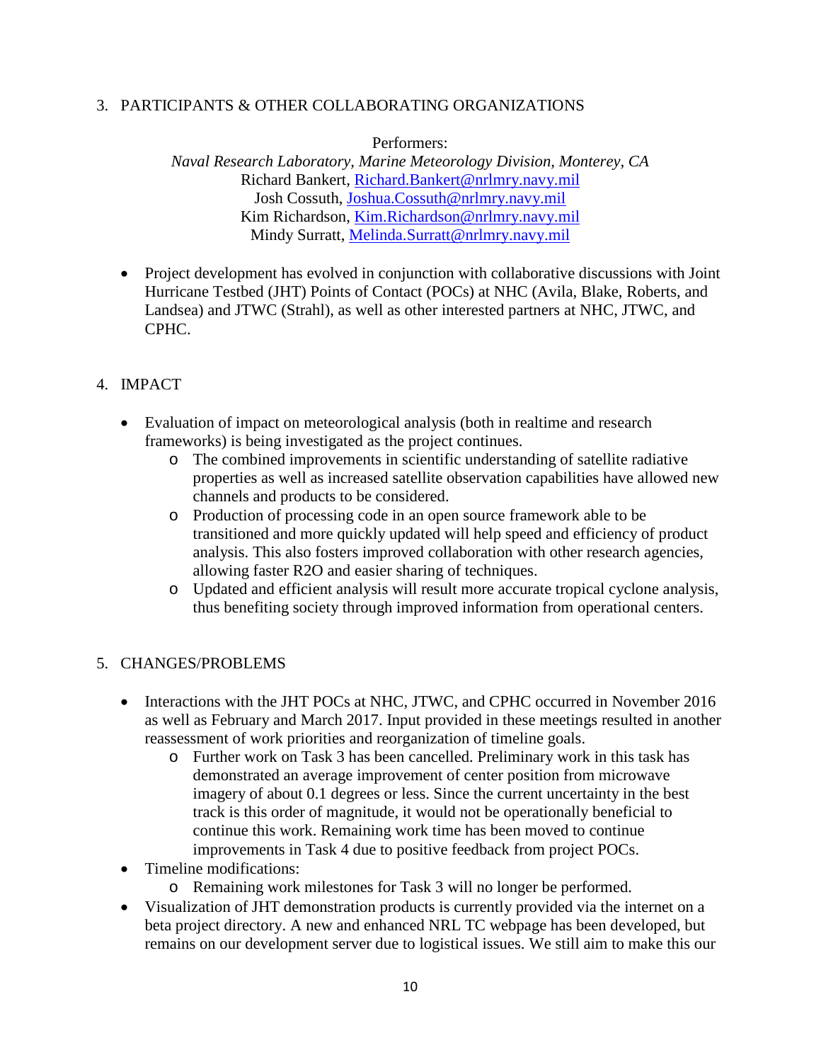## 3. PARTICIPANTS & OTHER COLLABORATING ORGANIZATIONS

Performers:
*Naval Research Laboratory, Marine Meteorology Division, Monterey, CA*
Richard Bankert, Richard.Bankert@nrlmry.navy.mil
Josh Cossuth, Joshua.Cossuth@nrlmry.navy.mil
Kim Richardson, Kim.Richardson@nrlmry.navy.mil
Mindy Surratt, Melinda.Surratt@nrlmry.navy.mil

- Project development has evolved in conjunction with collaborative discussions with Joint Hurricane Testbed (JHT) Points of Contact (POCs) at NHC (Avila, Blake, Roberts, and Landsea) and JTWC (Strahl), as well as other interested partners at NHC, JTWC, and CPHC.

## 4. IMPACT

- Evaluation of impact on meteorological analysis (both in realtime and research frameworks) is being investigated as the project continues.
  - The combined improvements in scientific understanding of satellite radiative properties as well as increased satellite observation capabilities have allowed new channels and products to be considered.
  - Production of processing code in an open source framework able to be transitioned and more quickly updated will help speed and efficiency of product analysis. This also fosters improved collaboration with other research agencies, allowing faster R2O and easier sharing of techniques.
  - Updated and efficient analysis will result more accurate tropical cyclone analysis, thus benefiting society through improved information from operational centers.

## 5. CHANGES/PROBLEMS

- Interactions with the JHT POCs at NHC, JTWC, and CPHC occurred in November 2016 as well as February and March 2017. Input provided in these meetings resulted in another reassessment of work priorities and reorganization of timeline goals.
  - Further work on Task 3 has been cancelled. Preliminary work in this task has demonstrated an average improvement of center position from microwave imagery of about 0.1 degrees or less. Since the current uncertainty in the best track is this order of magnitude, it would not be operationally beneficial to continue this work. Remaining work time has been moved to continue improvements in Task 4 due to positive feedback from project POCs.
- Timeline modifications:
  - Remaining work milestones for Task 3 will no longer be performed.
- Visualization of JHT demonstration products is currently provided via the internet on a beta project directory. A new and enhanced NRL TC webpage has been developed, but remains on our development server due to logistical issues. We still aim to make this our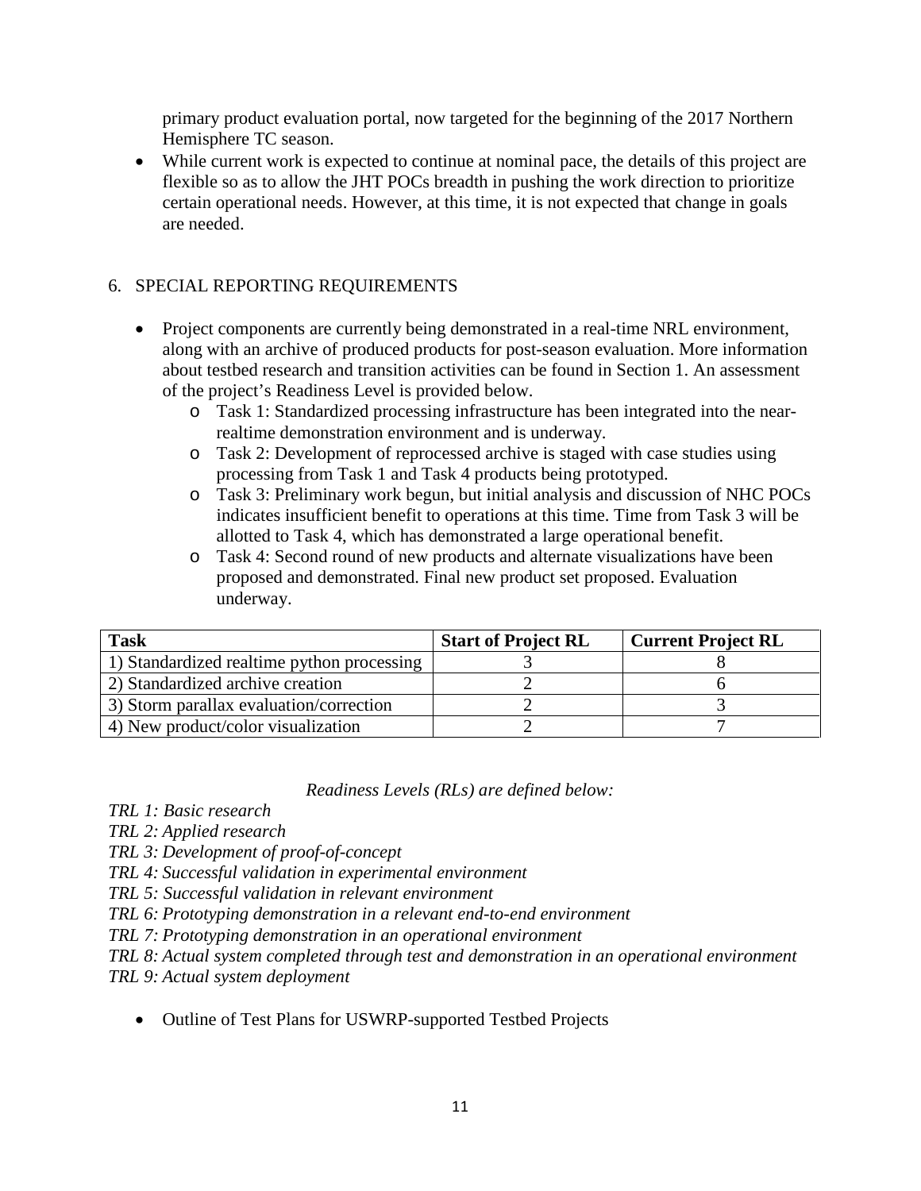primary product evaluation portal, now targeted for the beginning of the 2017 Northern Hemisphere TC season.

- While current work is expected to continue at nominal pace, the details of this project are flexible so as to allow the JHT POCs breadth in pushing the work direction to prioritize certain operational needs. However, at this time, it is not expected that change in goals are needed.

## 6. SPECIAL REPORTING REQUIREMENTS

- Project components are currently being demonstrated in a real-time NRL environment, along with an archive of produced products for post-season evaluation. More information about testbed research and transition activities can be found in Section 1. An assessment of the project's Readiness Level is provided below.
    - Task 1: Standardized processing infrastructure has been integrated into the near-realtime demonstration environment and is underway.
    - Task 2: Development of reprocessed archive is staged with case studies using processing from Task 1 and Task 4 products being prototyped.
    - Task 3: Preliminary work begun, but initial analysis and discussion of NHC POCs indicates insufficient benefit to operations at this time. Time from Task 3 will be allotted to Task 4, which has demonstrated a large operational benefit.
    - Task 4: Second round of new products and alternate visualizations have been proposed and demonstrated. Final new product set proposed. Evaluation underway.

| **Task** | **Start of Project RL** | **Current Project RL** |
|---|---|---|
| 1) Standardized realtime python processing | 3 | 8 |
| 2) Standardized archive creation | 2 | 6 |
| 3) Storm parallax evaluation/correction | 2 | 3 |
| 4) New product/color visualization | 2 | 7 |

*Readiness Levels (RLs) are defined below:*

*TRL 1: Basic research*
*TRL 2: Applied research*
*TRL 3: Development of proof-of-concept*
*TRL 4: Successful validation in experimental environment*
*TRL 5: Successful validation in relevant environment*
*TRL 6: Prototyping demonstration in a relevant end-to-end environment*
*TRL 7: Prototyping demonstration in an operational environment*
*TRL 8: Actual system completed through test and demonstration in an operational environment*
*TRL 9: Actual system deployment*

- Outline of Test Plans for USWRP-supported Testbed Projects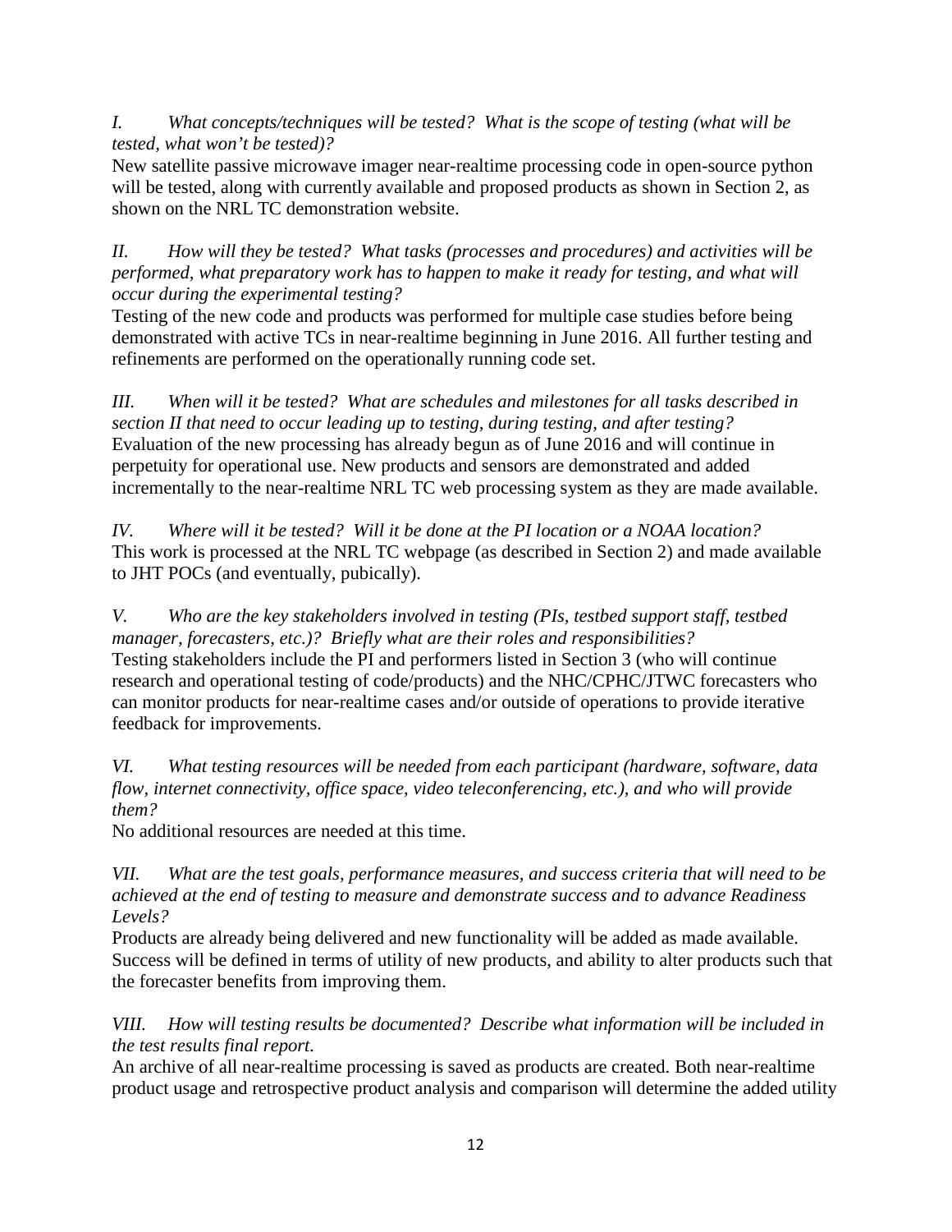*I. What concepts/techniques will be tested? What is the scope of testing (what will be tested, what won't be tested)?*

New satellite passive microwave imager near-realtime processing code in open-source python will be tested, along with currently available and proposed products as shown in Section 2, as shown on the NRL TC demonstration website.

*II. How will they be tested? What tasks (processes and procedures) and activities will be performed, what preparatory work has to happen to make it ready for testing, and what will occur during the experimental testing?*

Testing of the new code and products was performed for multiple case studies before being demonstrated with active TCs in near-realtime beginning in June 2016. All further testing and refinements are performed on the operationally running code set.

*III. When will it be tested? What are schedules and milestones for all tasks described in section II that need to occur leading up to testing, during testing, and after testing?*

Evaluation of the new processing has already begun as of June 2016 and will continue in perpetuity for operational use. New products and sensors are demonstrated and added incrementally to the near-realtime NRL TC web processing system as they are made available.

*IV. Where will it be tested? Will it be done at the PI location or a NOAA location?*

This work is processed at the NRL TC webpage (as described in Section 2) and made available to JHT POCs (and eventually, pubically).

*V. Who are the key stakeholders involved in testing (PIs, testbed support staff, testbed manager, forecasters, etc.)? Briefly what are their roles and responsibilities?*

Testing stakeholders include the PI and performers listed in Section 3 (who will continue research and operational testing of code/products) and the NHC/CPHC/JTWC forecasters who can monitor products for near-realtime cases and/or outside of operations to provide iterative feedback for improvements.

*VI. What testing resources will be needed from each participant (hardware, software, data flow, internet connectivity, office space, video teleconferencing, etc.), and who will provide them?*

No additional resources are needed at this time.

*VII. What are the test goals, performance measures, and success criteria that will need to be achieved at the end of testing to measure and demonstrate success and to advance Readiness Levels?*

Products are already being delivered and new functionality will be added as made available. Success will be defined in terms of utility of new products, and ability to alter products such that the forecaster benefits from improving them.

*VIII. How will testing results be documented? Describe what information will be included in the test results final report.*

An archive of all near-realtime processing is saved as products are created. Both near-realtime product usage and retrospective product analysis and comparison will determine the added utility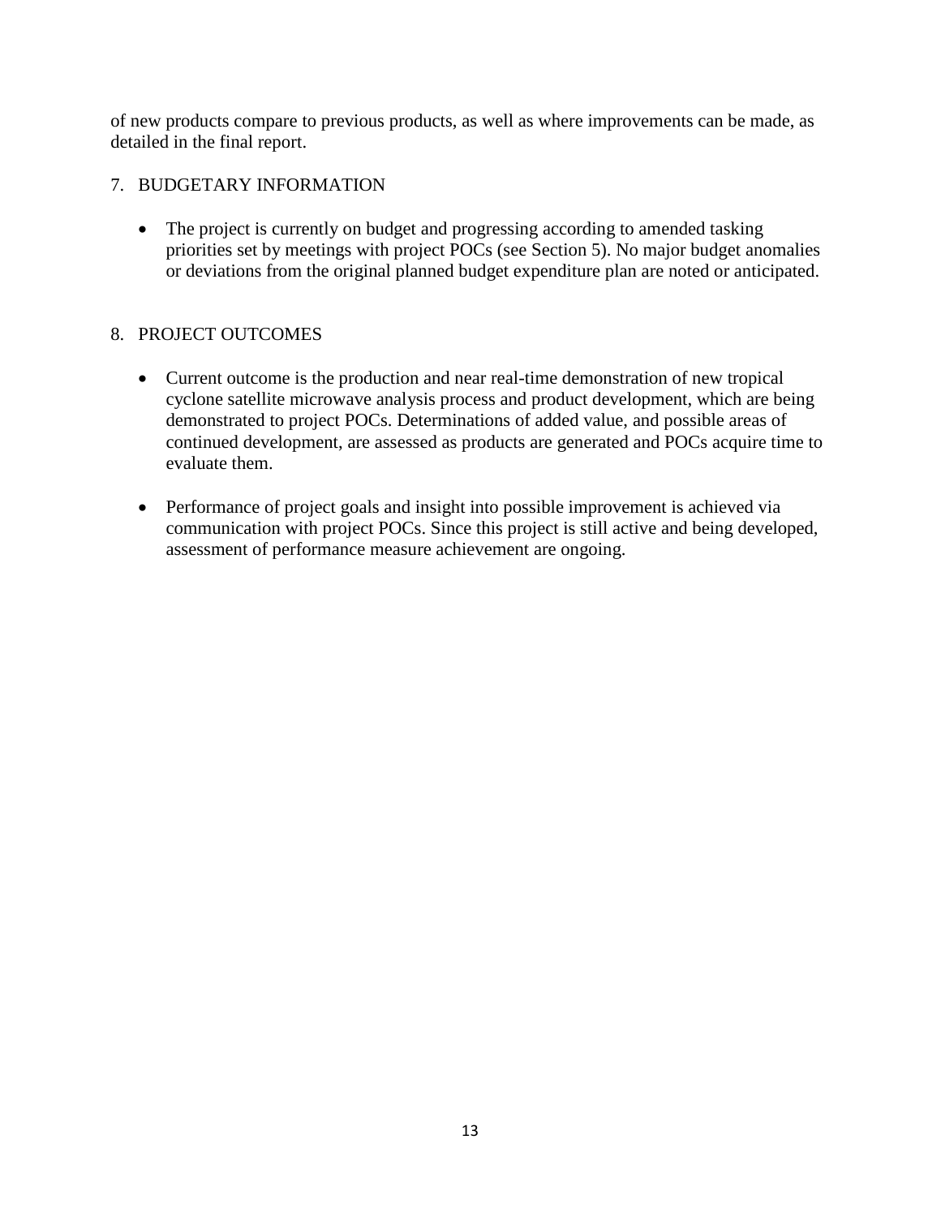of new products compare to previous products, as well as where improvements can be made, as detailed in the final report.

## 7. BUDGETARY INFORMATION

- The project is currently on budget and progressing according to amended tasking priorities set by meetings with project POCs (see Section 5). No major budget anomalies or deviations from the original planned budget expenditure plan are noted or anticipated.

## 8. PROJECT OUTCOMES

- Current outcome is the production and near real-time demonstration of new tropical cyclone satellite microwave analysis process and product development, which are being demonstrated to project POCs. Determinations of added value, and possible areas of continued development, are assessed as products are generated and POCs acquire time to evaluate them.

- Performance of project goals and insight into possible improvement is achieved via communication with project POCs. Since this project is still active and being developed, assessment of performance measure achievement are ongoing.